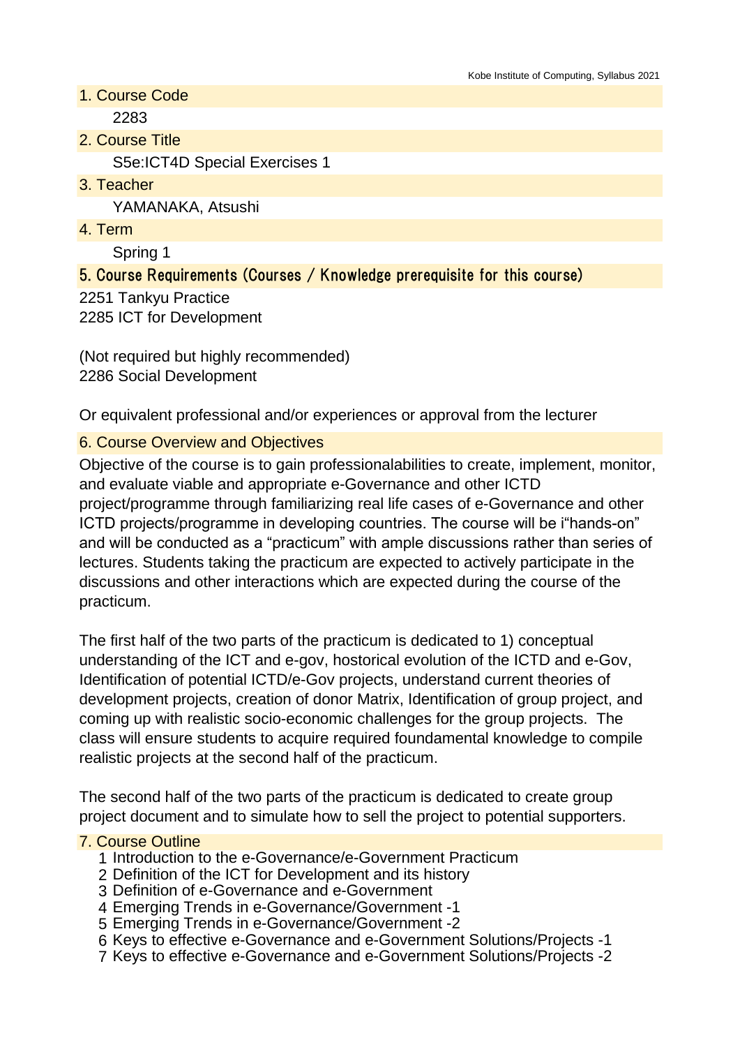## 1. Course Code

2283

## 2. Course Title

S5e:ICT4D Special Exercises 1

## 3. Teacher

YAMANAKA, Atsushi

## 4. Term

Spring 1

## 5. Course Requirements (Courses / Knowledge prerequisite for this course)

2251 Tankyu Practice
2285 ICT for Development

(Not required but highly recommended)
2286 Social Development

Or equivalent professional and/or experiences or approval from the lecturer

## 6. Course Overview and Objectives

Objective of the course is to gain professionalabilities to create, implement, monitor, and evaluate viable and appropriate e-Governance and other ICTD project/programme through familiarizing real life cases of e-Governance and other ICTD projects/programme in developing countries. The course will be i"hands-on" and will be conducted as a "practicum" with ample discussions rather than series of lectures. Students taking the practicum are expected to actively participate in the discussions and other interactions which are expected during the course of the practicum.

The first half of the two parts of the practicum is dedicated to 1) conceptual understanding of the ICT and e-gov, hostorical evolution of the ICTD and e-Gov, Identification of potential ICTD/e-Gov projects, understand current theories of development projects, creation of donor Matrix, Identification of group project, and coming up with realistic socio-economic challenges for the group projects. The class will ensure students to acquire required foundamental knowledge to compile realistic projects at the second half of the practicum.

The second half of the two parts of the practicum is dedicated to create group project document and to simulate how to sell the project to potential supporters.

## 7. Course Outline

1. Introduction to the e-Governance/e-Government Practicum
2. Definition of the ICT for Development and its history
3. Definition of e-Governance and e-Government
4. Emerging Trends in e-Governance/Government -1
5. Emerging Trends in e-Governance/Government -2
6. Keys to effective e-Governance and e-Government Solutions/Projects -1
7. Keys to effective e-Governance and e-Government Solutions/Projects -2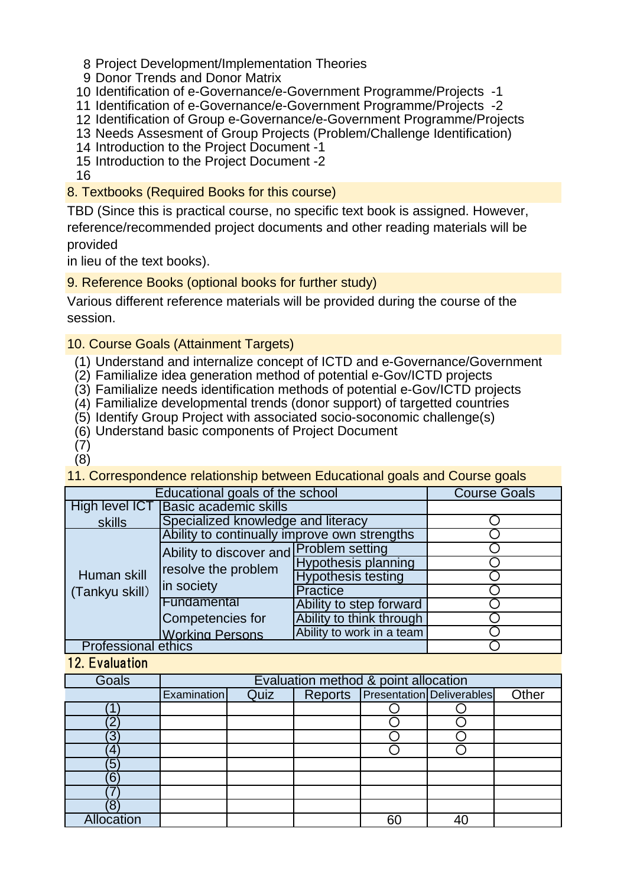8 Project Development/Implementation Theories
9 Donor Trends and Donor Matrix
10 Identification of e-Governance/e-Government Programme/Projects -1
11 Identification of e-Governance/e-Government Programme/Projects -2
12 Identification of Group e-Governance/e-Government Programme/Projects
13 Needs Assesment of Group Projects (Problem/Challenge Identification)
14 Introduction to the Project Document -1
15 Introduction to the Project Document -2
16

## 8. Textbooks (Required Books for this course)

TBD (Since this is practical course, no specific text book is assigned. However, reference/recommended project documents and other reading materials will be provided
in lieu of the text books).

## 9. Reference Books (optional books for further study)

Various different reference materials will be provided during the course of the session.

## 10. Course Goals (Attainment Targets)

(1) Understand and internalize concept of ICTD and e-Governance/Government
(2) Familialize idea generation method of potential e-Gov/ICTD projects
(3) Familialize needs identification methods of potential e-Gov/ICTD projects
(4) Familialize developmental trends (donor support) of targetted countries
(5) Identify Group Project with associated socio-soconomic challenge(s)
(6) Understand basic components of Project Document
(7)
(8)

## 11. Correspondence relationship between Educational goals and Course goals

| Educational goals of the school | | | Course Goals |
|---|---|---|---|
| High level ICT skills | Basic academic skills | | |
| | Specialized knowledge and literacy | | ○ |
| Human skill (Tankyu skill) | Ability to continually improve own strengths | | ○ |
| | Ability to discover and resolve the problem in society | Problem setting | ○ |
| | | Hypothesis planning | ○ |
| | | Hypothesis testing | ○ |
| | | Practice | ○ |
| | Fundamental Competencies for Working Persons | Ability to step forward | ○ |
| | | Ability to think through | ○ |
| | | Ability to work in a team | ○ |
| Professional ethics | | | ○ |

## 12. Evaluation

| Goals | Evaluation method & point allocation | | | | | |
|---|---|---|---|---|---|---|
| | Examination | Quiz | Reports | Presentation | Deliverables | Other |
| (1) | | | | ○ | ○ | |
| (2) | | | | ○ | ○ | |
| (3) | | | | ○ | ○ | |
| (4) | | | | ○ | ○ | |
| (5) | | | | | | |
| (6) | | | | | | |
| (7) | | | | | | |
| (8) | | | | | | |
| Allocation | | | | 60 | 40 | |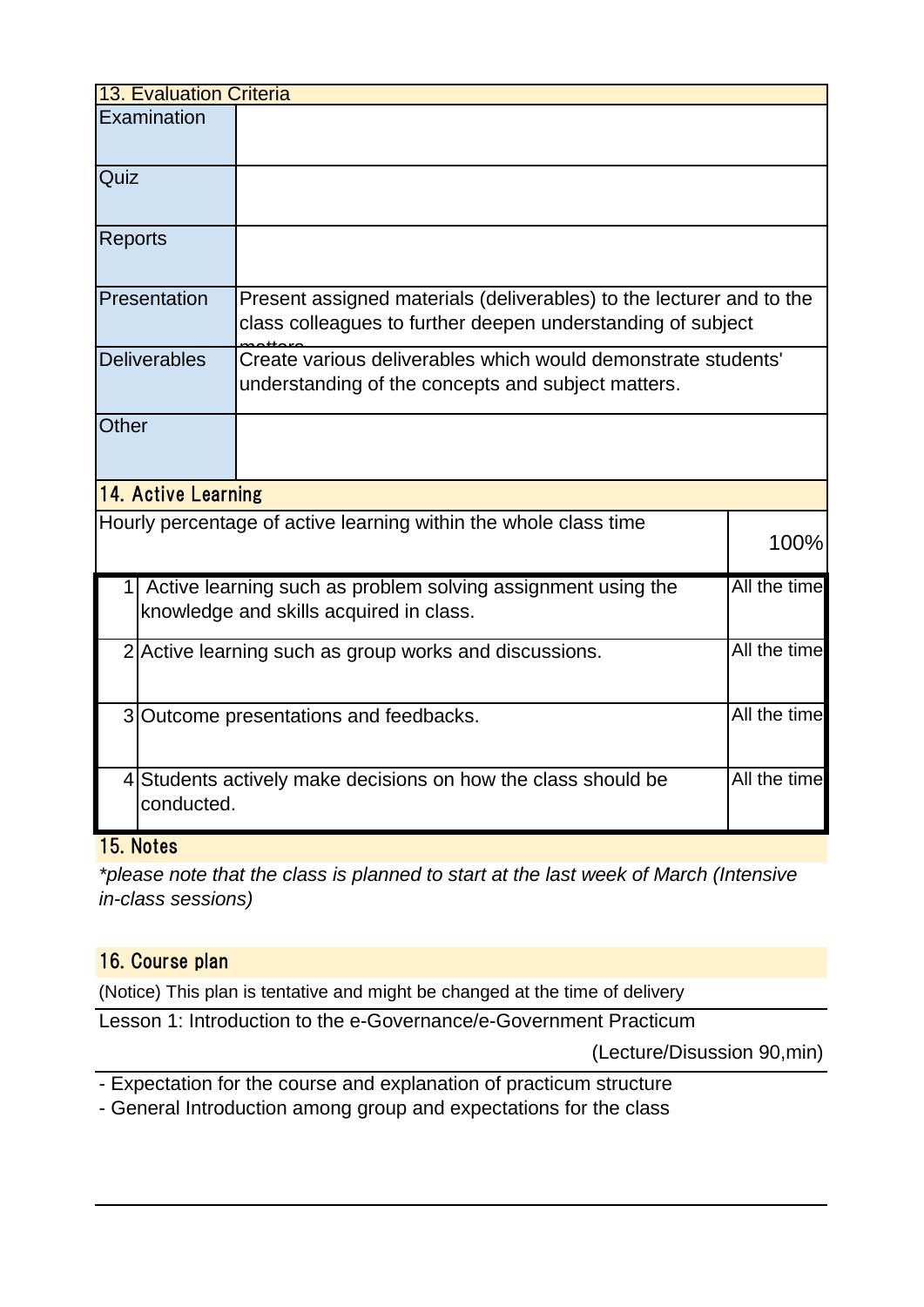## 13. Evaluation Criteria

| | |
|---|---|
| Examination | |
| Quiz | |
| Reports | |
| Presentation | Present assigned materials (deliverables) to the lecturer and to the class colleagues to further deepen understanding of subject matters |
| Deliverables | Create various deliverables which would demonstrate students' understanding of the concepts and subject matters. |
| Other | |

## 14. Active Learning

| Hourly percentage of active learning within the whole class time | | 100% |
|---|---|---|
| 1 | Active learning such as problem solving assignment using the knowledge and skills acquired in class. | All the time |
| 2 | Active learning such as group works and discussions. | All the time |
| 3 | Outcome presentations and feedbacks. | All the time |
| 4 | Students actively make decisions on how the class should be conducted. | All the time |

## 15. Notes

*\*please note that the class is planned to start at the last week of March (Intensive in-class sessions)*

## 16. Course plan

(Notice) This plan is tentative and might be changed at the time of delivery

Lesson 1: Introduction to the e-Governance/e-Government Practicum

(Lecture/Disussion 90,min)

- Expectation for the course and explanation of practicum structure
- General Introduction among group and expectations for the class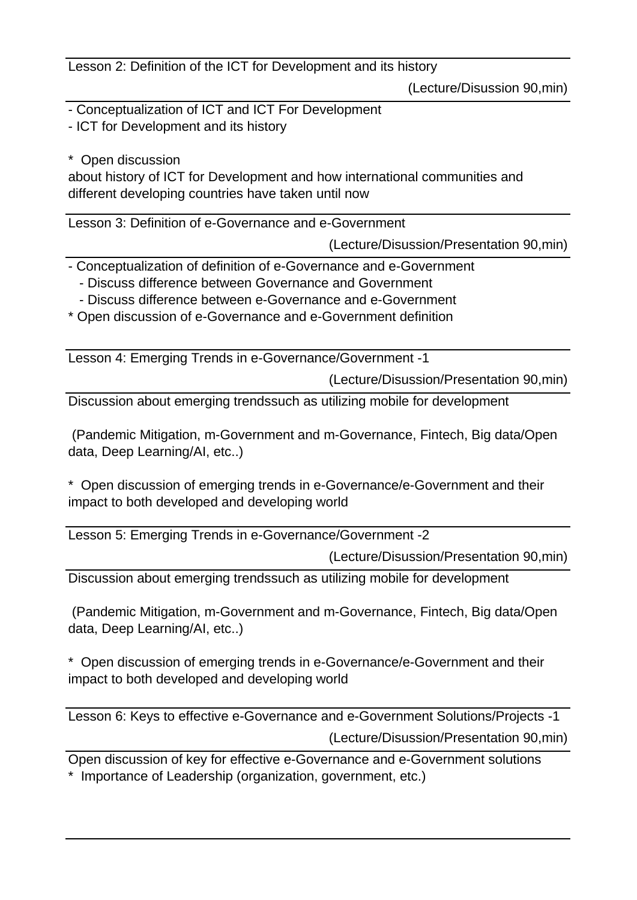Lesson 2: Definition of the ICT for Development and its history

(Lecture/Disussion 90,min)

- Conceptualization of ICT and ICT For Development
- ICT for Development and its history

* Open discussion
about history of ICT for Development and how international communities and different developing countries have taken until now

Lesson 3: Definition of e-Governance and e-Government

(Lecture/Disussion/Presentation 90,min)

- Conceptualization of definition of e-Governance and e-Government
  - Discuss difference between Governance and Government
  - Discuss difference between e-Governance and e-Government

* Open discussion of e-Governance and e-Government definition

Lesson 4: Emerging Trends in e-Governance/Government -1

(Lecture/Disussion/Presentation 90,min)

Discussion about emerging trendssuch as utilizing mobile for development

(Pandemic Mitigation, m-Government and m-Governance, Fintech, Big data/Open data, Deep Learning/AI, etc..)

* Open discussion of emerging trends in e-Governance/e-Government and their impact to both developed and developing world

Lesson 5: Emerging Trends in e-Governance/Government -2

(Lecture/Disussion/Presentation 90,min)

Discussion about emerging trendssuch as utilizing mobile for development

(Pandemic Mitigation, m-Government and m-Governance, Fintech, Big data/Open data, Deep Learning/AI, etc..)

* Open discussion of emerging trends in e-Governance/e-Government and their impact to both developed and developing world

Lesson 6: Keys to effective e-Governance and e-Government Solutions/Projects -1

(Lecture/Disussion/Presentation 90,min)

Open discussion of key for effective e-Governance and e-Government solutions

* Importance of Leadership (organization, government, etc.)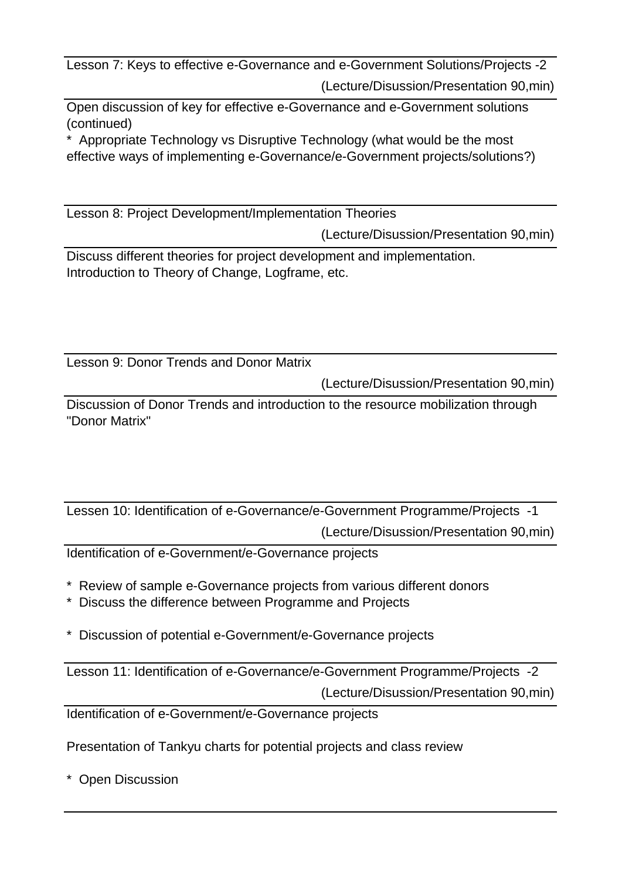Lesson 7: Keys to effective e-Governance and e-Government Solutions/Projects -2

(Lecture/Disussion/Presentation 90,min)

Open discussion of key for effective e-Governance and e-Government solutions (continued)

* Appropriate Technology vs Disruptive Technology (what would be the most effective ways of implementing e-Governance/e-Government projects/solutions?)

Lesson 8: Project Development/Implementation Theories

(Lecture/Disussion/Presentation 90,min)

Discuss different theories for project development and implementation.
Introduction to Theory of Change, Logframe, etc.

Lesson 9: Donor Trends and Donor Matrix

(Lecture/Disussion/Presentation 90,min)

Discussion of Donor Trends and introduction to the resource mobilization through "Donor Matrix"

Lessen 10: Identification of e-Governance/e-Government Programme/Projects -1

(Lecture/Disussion/Presentation 90,min)

Identification of e-Government/e-Governance projects

* Review of sample e-Governance projects from various different donors
* Discuss the difference between Programme and Projects

* Discussion of potential e-Government/e-Governance projects

Lesson 11: Identification of e-Governance/e-Government Programme/Projects -2

(Lecture/Disussion/Presentation 90,min)

Identification of e-Government/e-Governance projects

Presentation of Tankyu charts for potential projects and class review

* Open Discussion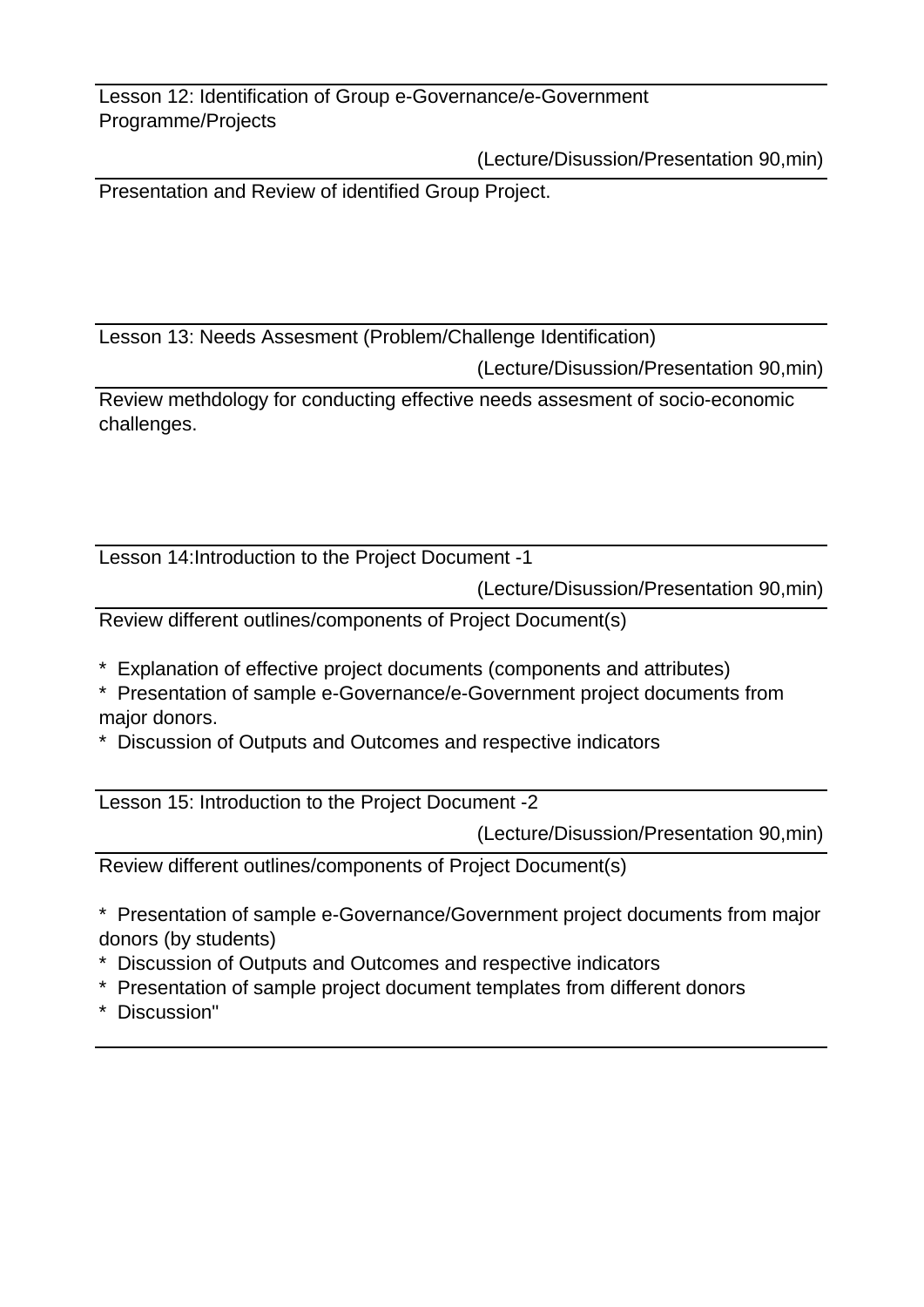Lesson 12: Identification of Group e-Governance/e-Government Programme/Projects

(Lecture/Disussion/Presentation 90,min)

Presentation and Review of identified Group Project.

Lesson 13: Needs Assesment (Problem/Challenge Identification)

(Lecture/Disussion/Presentation 90,min)

Review methdology for conducting effective needs assesment of socio-economic challenges.

Lesson 14:Introduction to the Project Document -1

(Lecture/Disussion/Presentation 90,min)

Review different outlines/components of Project Document(s)

* Explanation of effective project documents (components and attributes)
* Presentation of sample e-Governance/e-Government project documents from major donors.
* Discussion of Outputs and Outcomes and respective indicators

Lesson 15: Introduction to the Project Document -2

(Lecture/Disussion/Presentation 90,min)

Review different outlines/components of Project Document(s)

* Presentation of sample e-Governance/Government project documents from major donors (by students)
* Discussion of Outputs and Outcomes and respective indicators
* Presentation of sample project document templates from different donors
* Discussion"